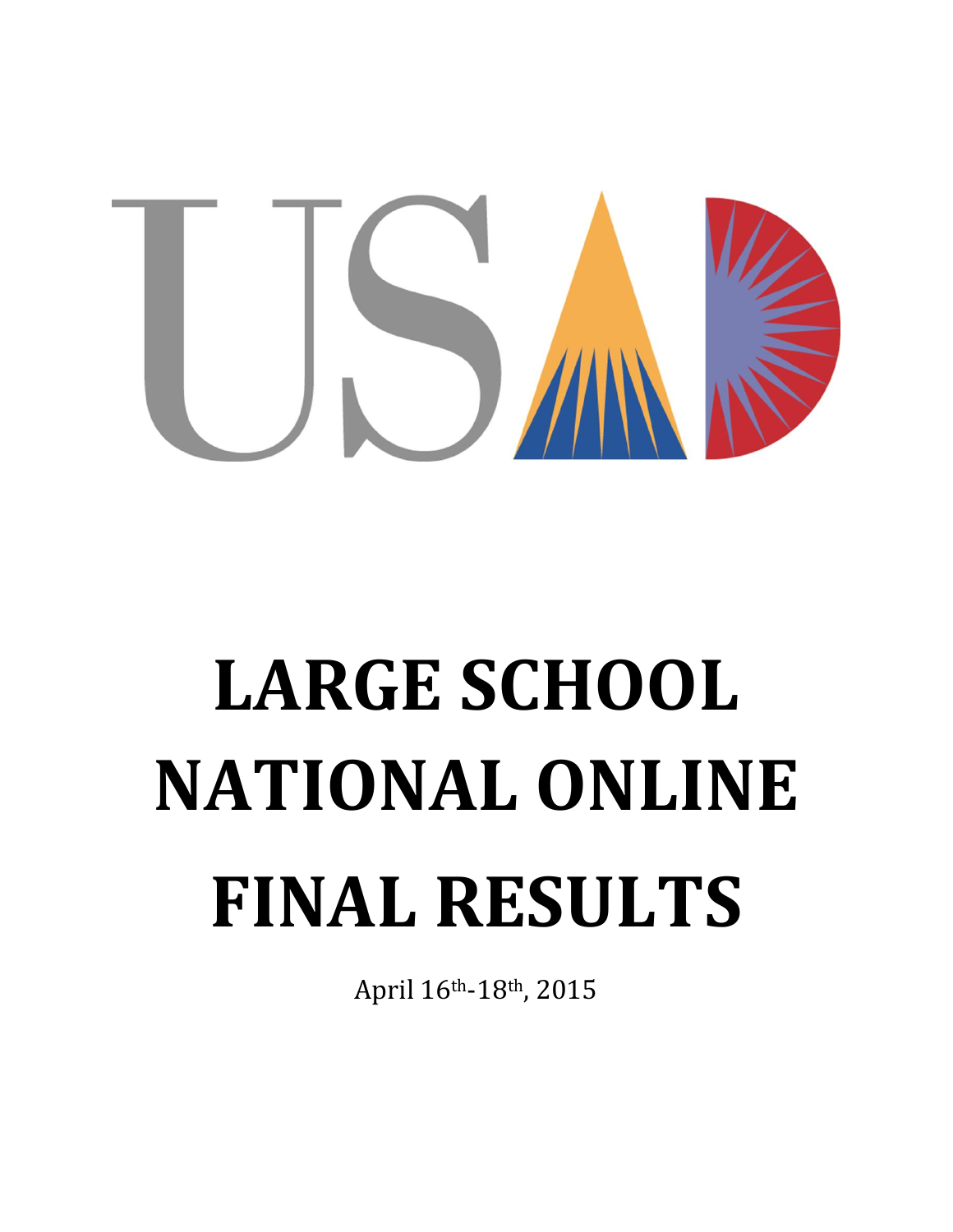# LARGE SCHOOL NATIONAL ONLINE FINAL RESULTS

April 16th-18th, 2015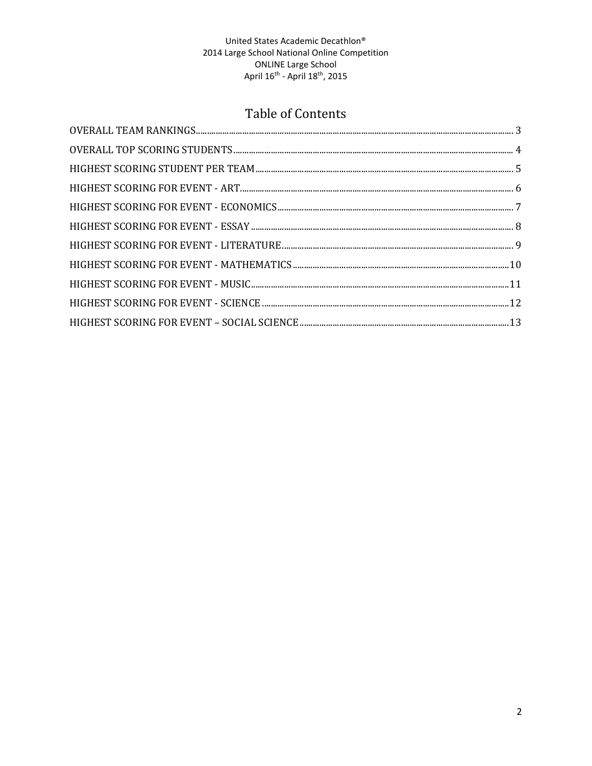United States Academic Decathlon®
2014 Large School National Online Competition
ONLINE Large School
April 16th - April 18th, 2015

# Table of Contents

OVERALL TEAM RANKINGS ........ 3
OVERALL TOP SCORING STUDENTS ........ 4
HIGHEST SCORING STUDENT PER TEAM ........ 5
HIGHEST SCORING FOR EVENT - ART ........ 6
HIGHEST SCORING FOR EVENT - ECONOMICS ........ 7
HIGHEST SCORING FOR EVENT - ESSAY ........ 8
HIGHEST SCORING FOR EVENT - LITERATURE ........ 9
HIGHEST SCORING FOR EVENT - MATHEMATICS ........ 10
HIGHEST SCORING FOR EVENT - MUSIC ........ 11
HIGHEST SCORING FOR EVENT - SCIENCE ........ 12
HIGHEST SCORING FOR EVENT – SOCIAL SCIENCE ........ 13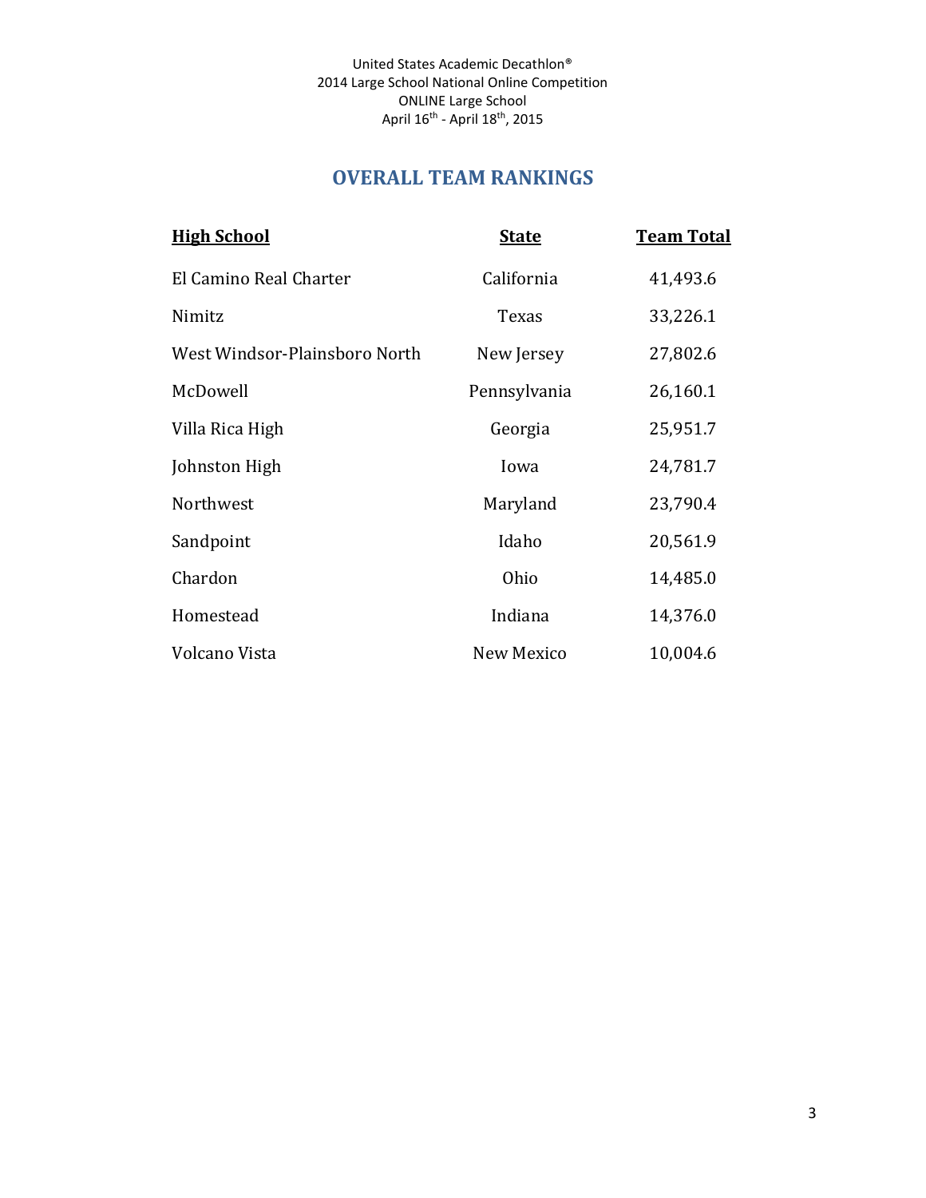United States Academic Decathlon®
2014 Large School National Online Competition
ONLINE Large School
April 16th - April 18th, 2015

## OVERALL TEAM RANKINGS

| High School | State | Team Total |
| --- | --- | --- |
| El Camino Real Charter | California | 41,493.6 |
| Nimitz | Texas | 33,226.1 |
| West Windsor-Plainsboro North | New Jersey | 27,802.6 |
| McDowell | Pennsylvania | 26,160.1 |
| Villa Rica High | Georgia | 25,951.7 |
| Johnston High | Iowa | 24,781.7 |
| Northwest | Maryland | 23,790.4 |
| Sandpoint | Idaho | 20,561.9 |
| Chardon | Ohio | 14,485.0 |
| Homestead | Indiana | 14,376.0 |
| Volcano Vista | New Mexico | 10,004.6 |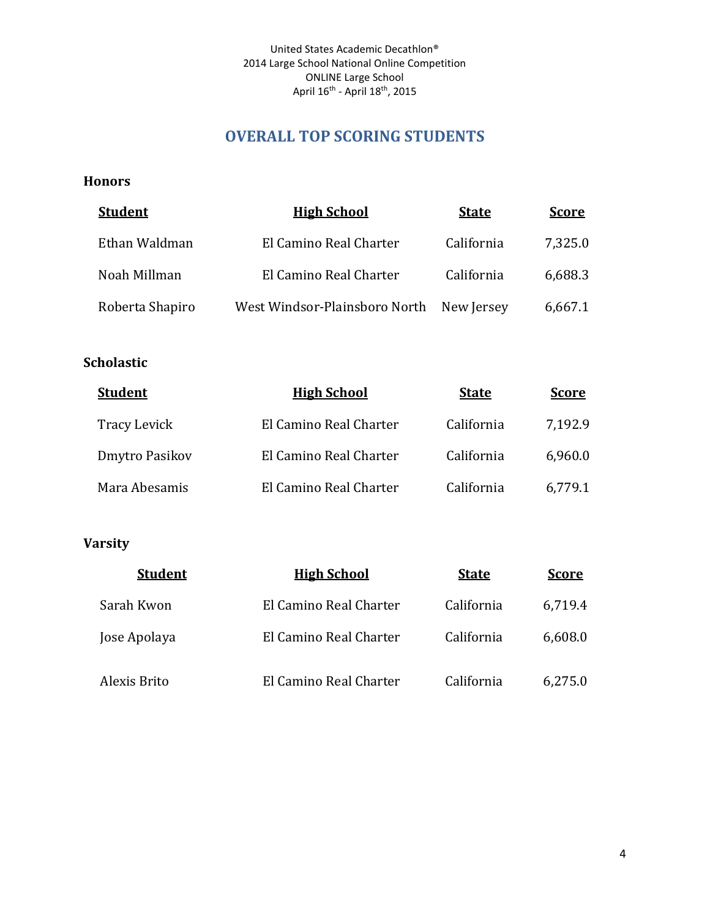United States Academic Decathlon®
2014 Large School National Online Competition
ONLINE Large School
April 16th - April 18th, 2015

# OVERALL TOP SCORING STUDENTS

## Honors

| Student | High School | State | Score |
|---|---|---|---|
| Ethan Waldman | El Camino Real Charter | California | 7,325.0 |
| Noah Millman | El Camino Real Charter | California | 6,688.3 |
| Roberta Shapiro | West Windsor-Plainsboro North | New Jersey | 6,667.1 |

## Scholastic

| Student | High School | State | Score |
|---|---|---|---|
| Tracy Levick | El Camino Real Charter | California | 7,192.9 |
| Dmytro Pasikov | El Camino Real Charter | California | 6,960.0 |
| Mara Abesamis | El Camino Real Charter | California | 6,779.1 |

## Varsity

| Student | High School | State | Score |
|---|---|---|---|
| Sarah Kwon | El Camino Real Charter | California | 6,719.4 |
| Jose Apolaya | El Camino Real Charter | California | 6,608.0 |
| Alexis Brito | El Camino Real Charter | California | 6,275.0 |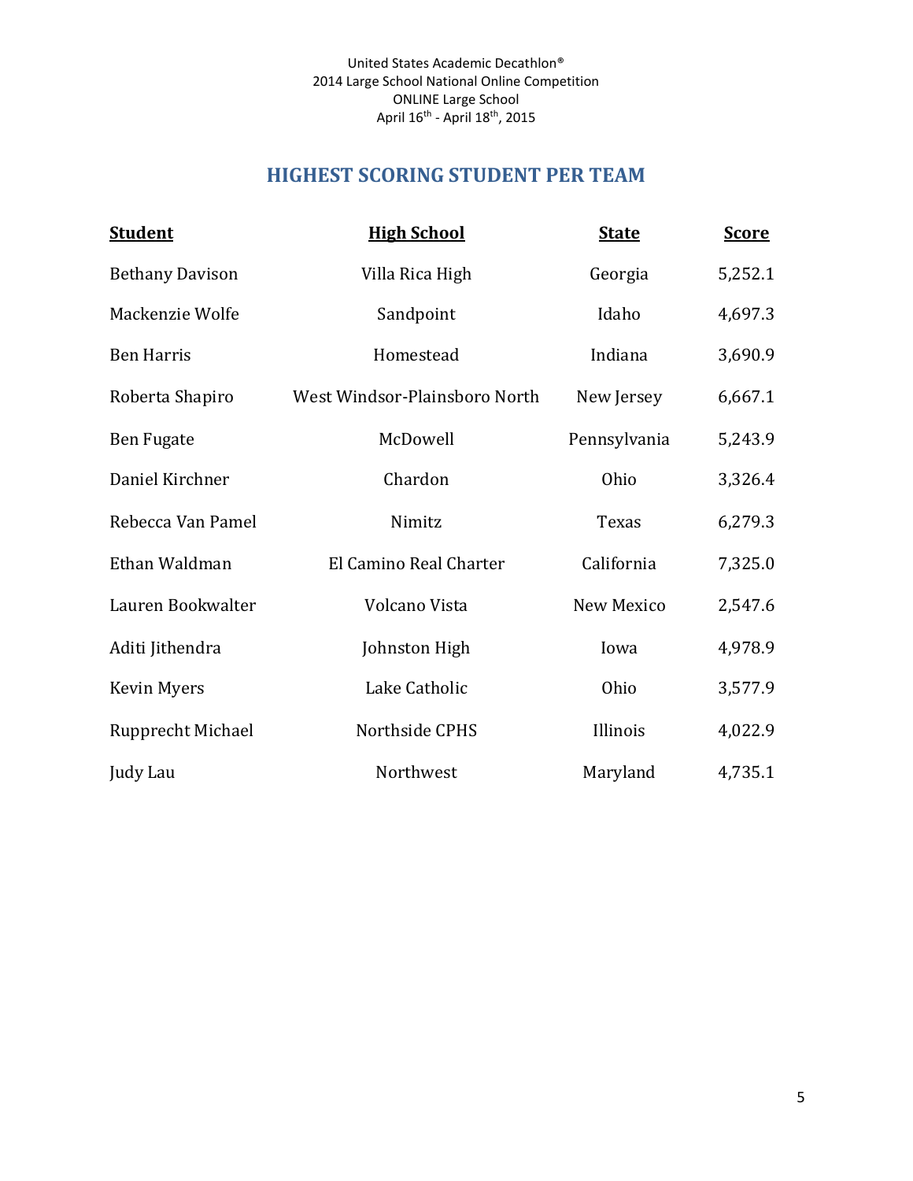United States Academic Decathlon®
2014 Large School National Online Competition
ONLINE Large School
April 16th - April 18th, 2015

## HIGHEST SCORING STUDENT PER TEAM

| Student | High School | State | Score |
|---|---|---|---|
| Bethany Davison | Villa Rica High | Georgia | 5,252.1 |
| Mackenzie Wolfe | Sandpoint | Idaho | 4,697.3 |
| Ben Harris | Homestead | Indiana | 3,690.9 |
| Roberta Shapiro | West Windsor-Plainsboro North | New Jersey | 6,667.1 |
| Ben Fugate | McDowell | Pennsylvania | 5,243.9 |
| Daniel Kirchner | Chardon | Ohio | 3,326.4 |
| Rebecca Van Pamel | Nimitz | Texas | 6,279.3 |
| Ethan Waldman | El Camino Real Charter | California | 7,325.0 |
| Lauren Bookwalter | Volcano Vista | New Mexico | 2,547.6 |
| Aditi Jithendra | Johnston High | Iowa | 4,978.9 |
| Kevin Myers | Lake Catholic | Ohio | 3,577.9 |
| Rupprecht Michael | Northside CPHS | Illinois | 4,022.9 |
| Judy Lau | Northwest | Maryland | 4,735.1 |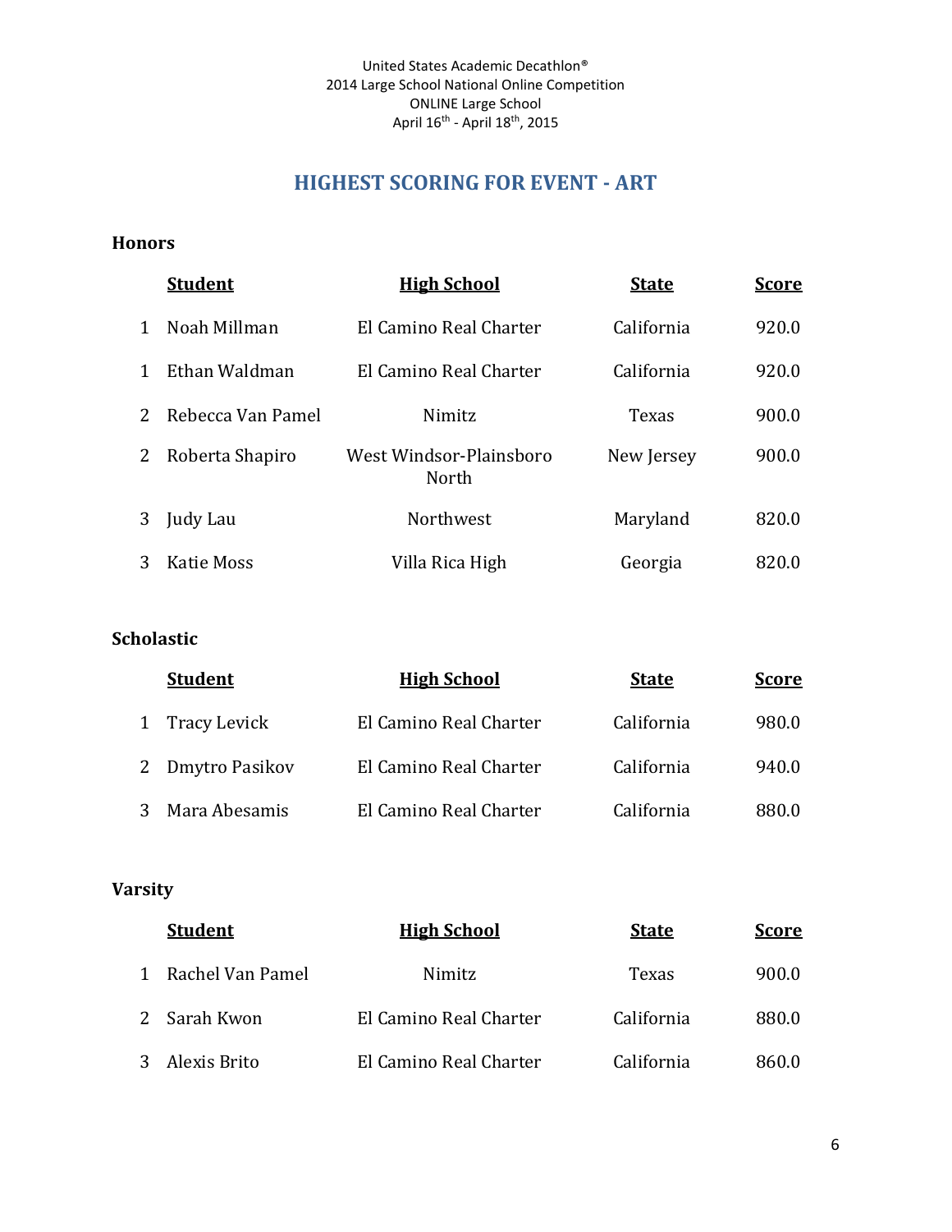United States Academic Decathlon®
2014 Large School National Online Competition
ONLINE Large School
April 16th - April 18th, 2015

## HIGHEST SCORING FOR EVENT - ART

### Honors

| | Student | High School | State | Score |
|---|---|---|---|---|
| 1 | Noah Millman | El Camino Real Charter | California | 920.0 |
| 1 | Ethan Waldman | El Camino Real Charter | California | 920.0 |
| 2 | Rebecca Van Pamel | Nimitz | Texas | 900.0 |
| 2 | Roberta Shapiro | West Windsor-Plainsboro North | New Jersey | 900.0 |
| 3 | Judy Lau | Northwest | Maryland | 820.0 |
| 3 | Katie Moss | Villa Rica High | Georgia | 820.0 |

### Scholastic

| | Student | High School | State | Score |
|---|---|---|---|---|
| 1 | Tracy Levick | El Camino Real Charter | California | 980.0 |
| 2 | Dmytro Pasikov | El Camino Real Charter | California | 940.0 |
| 3 | Mara Abesamis | El Camino Real Charter | California | 880.0 |

### Varsity

| | Student | High School | State | Score |
|---|---|---|---|---|
| 1 | Rachel Van Pamel | Nimitz | Texas | 900.0 |
| 2 | Sarah Kwon | El Camino Real Charter | California | 880.0 |
| 3 | Alexis Brito | El Camino Real Charter | California | 860.0 |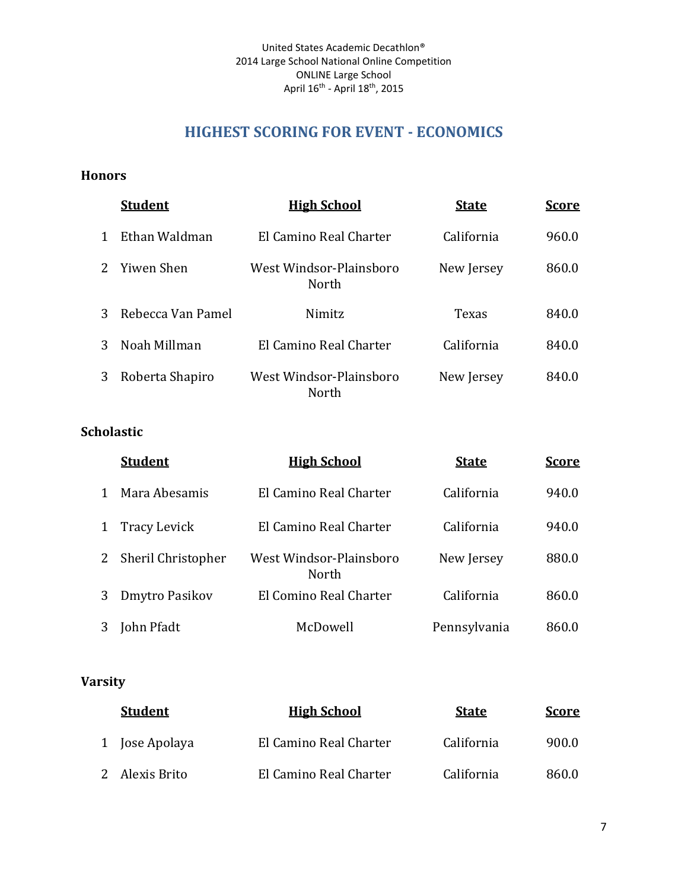United States Academic Decathlon®
2014 Large School National Online Competition
ONLINE Large School
April 16th - April 18th, 2015

# HIGHEST SCORING FOR EVENT - ECONOMICS

## Honors

| | Student | High School | State | Score |
|---|---|---|---|---|
| 1 | Ethan Waldman | El Camino Real Charter | California | 960.0 |
| 2 | Yiwen Shen | West Windsor-Plainsboro North | New Jersey | 860.0 |
| 3 | Rebecca Van Pamel | Nimitz | Texas | 840.0 |
| 3 | Noah Millman | El Camino Real Charter | California | 840.0 |
| 3 | Roberta Shapiro | West Windsor-Plainsboro North | New Jersey | 840.0 |

## Scholastic

| | Student | High School | State | Score |
|---|---|---|---|---|
| 1 | Mara Abesamis | El Camino Real Charter | California | 940.0 |
| 1 | Tracy Levick | El Camino Real Charter | California | 940.0 |
| 2 | Sheril Christopher | West Windsor-Plainsboro North | New Jersey | 880.0 |
| 3 | Dmytro Pasikov | El Comino Real Charter | California | 860.0 |
| 3 | John Pfadt | McDowell | Pennsylvania | 860.0 |

## Varsity

| | Student | High School | State | Score |
|---|---|---|---|---|
| 1 | Jose Apolaya | El Camino Real Charter | California | 900.0 |
| 2 | Alexis Brito | El Camino Real Charter | California | 860.0 |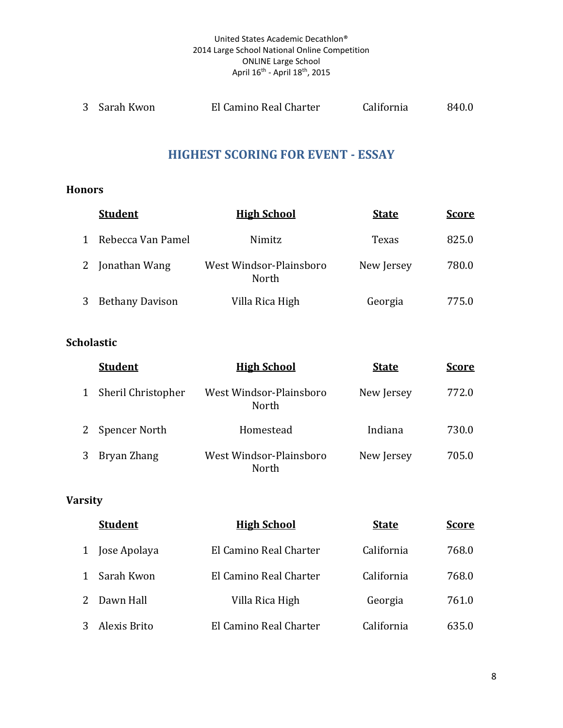| | | | | |
|---|---|---|---|---|
| 3 | Sarah Kwon | El Camino Real Charter | California | 840.0 |

## HIGHEST SCORING FOR EVENT - ESSAY

**Honors**

| | Student | High School | State | Score |
|---|---|---|---|---|
| 1 | Rebecca Van Pamel | Nimitz | Texas | 825.0 |
| 2 | Jonathan Wang | West Windsor-Plainsboro North | New Jersey | 780.0 |
| 3 | Bethany Davison | Villa Rica High | Georgia | 775.0 |

**Scholastic**

| | Student | High School | State | Score |
|---|---|---|---|---|
| 1 | Sheril Christopher | West Windsor-Plainsboro North | New Jersey | 772.0 |
| 2 | Spencer North | Homestead | Indiana | 730.0 |
| 3 | Bryan Zhang | West Windsor-Plainsboro North | New Jersey | 705.0 |

**Varsity**

| | Student | High School | State | Score |
|---|---|---|---|---|
| 1 | Jose Apolaya | El Camino Real Charter | California | 768.0 |
| 1 | Sarah Kwon | El Camino Real Charter | California | 768.0 |
| 2 | Dawn Hall | Villa Rica High | Georgia | 761.0 |
| 3 | Alexis Brito | El Camino Real Charter | California | 635.0 |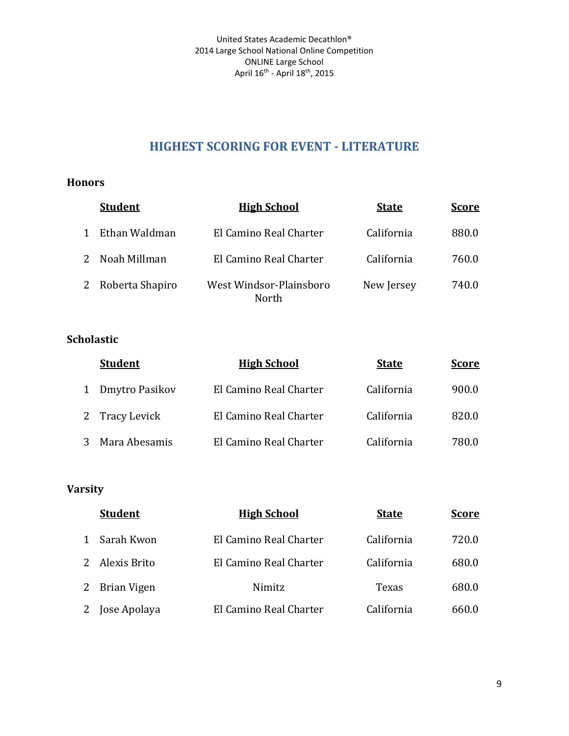United States Academic Decathlon®
2014 Large School National Online Competition
ONLINE Large School
April 16th - April 18th, 2015

## HIGHEST SCORING FOR EVENT - LITERATURE

### Honors

| | Student | High School | State | Score |
|---|---|---|---|---|
| 1 | Ethan Waldman | El Camino Real Charter | California | 880.0 |
| 2 | Noah Millman | El Camino Real Charter | California | 760.0 |
| 2 | Roberta Shapiro | West Windsor-Plainsboro North | New Jersey | 740.0 |

### Scholastic

| | Student | High School | State | Score |
|---|---|---|---|---|
| 1 | Dmytro Pasikov | El Camino Real Charter | California | 900.0 |
| 2 | Tracy Levick | El Camino Real Charter | California | 820.0 |
| 3 | Mara Abesamis | El Camino Real Charter | California | 780.0 |

### Varsity

| | Student | High School | State | Score |
|---|---|---|---|---|
| 1 | Sarah Kwon | El Camino Real Charter | California | 720.0 |
| 2 | Alexis Brito | El Camino Real Charter | California | 680.0 |
| 2 | Brian Vigen | Nimitz | Texas | 680.0 |
| 2 | Jose Apolaya | El Camino Real Charter | California | 660.0 |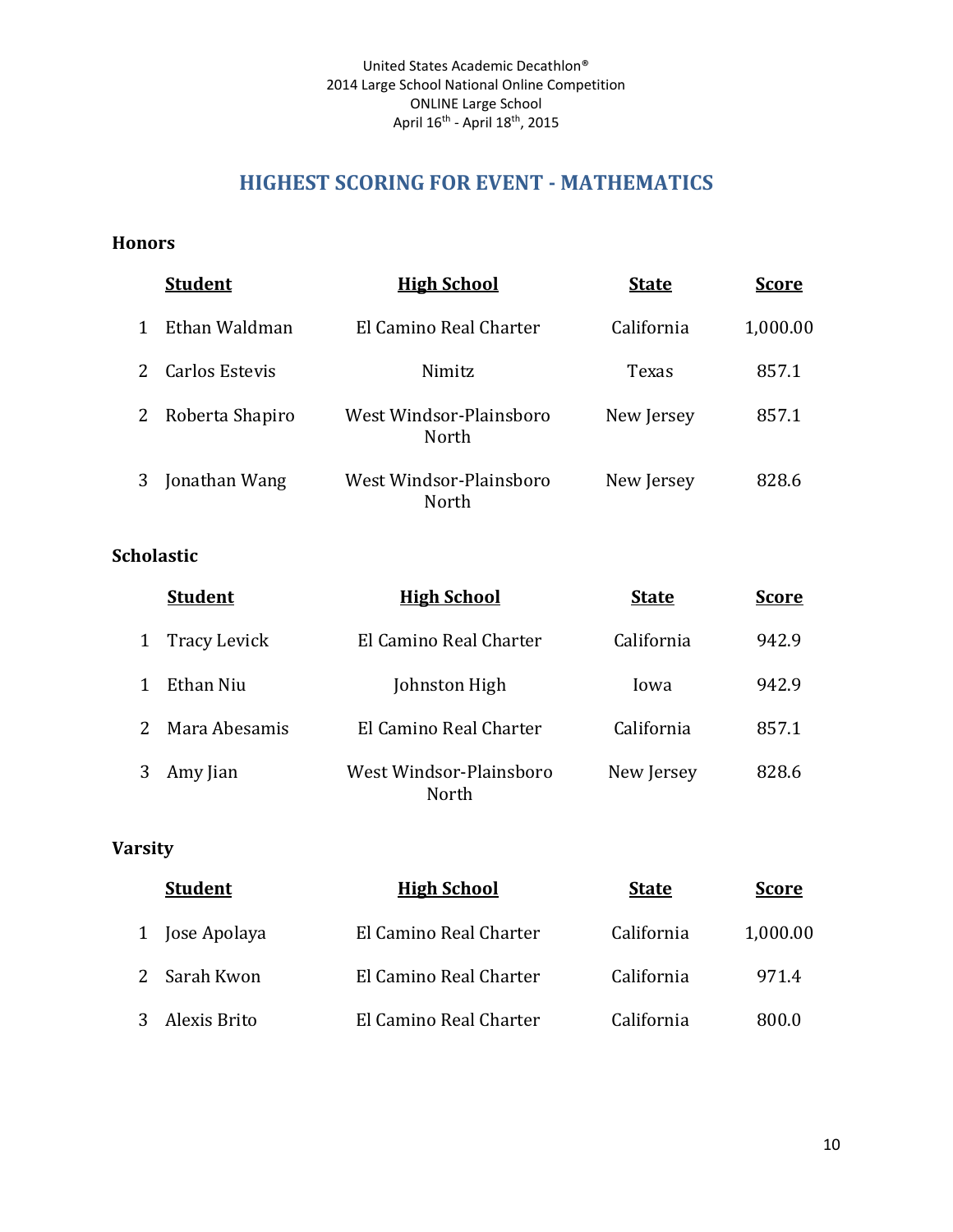United States Academic Decathlon®
2014 Large School National Online Competition
ONLINE Large School
April 16th - April 18th, 2015

## HIGHEST SCORING FOR EVENT - MATHEMATICS

### Honors

| | Student | High School | State | Score |
|---|---|---|---|---|
| 1 | Ethan Waldman | El Camino Real Charter | California | 1,000.00 |
| 2 | Carlos Estevis | Nimitz | Texas | 857.1 |
| 2 | Roberta Shapiro | West Windsor-Plainsboro North | New Jersey | 857.1 |
| 3 | Jonathan Wang | West Windsor-Plainsboro North | New Jersey | 828.6 |

### Scholastic

| | Student | High School | State | Score |
|---|---|---|---|---|
| 1 | Tracy Levick | El Camino Real Charter | California | 942.9 |
| 1 | Ethan Niu | Johnston High | Iowa | 942.9 |
| 2 | Mara Abesamis | El Camino Real Charter | California | 857.1 |
| 3 | Amy Jian | West Windsor-Plainsboro North | New Jersey | 828.6 |

### Varsity

| | Student | High School | State | Score |
|---|---|---|---|---|
| 1 | Jose Apolaya | El Camino Real Charter | California | 1,000.00 |
| 2 | Sarah Kwon | El Camino Real Charter | California | 971.4 |
| 3 | Alexis Brito | El Camino Real Charter | California | 800.0 |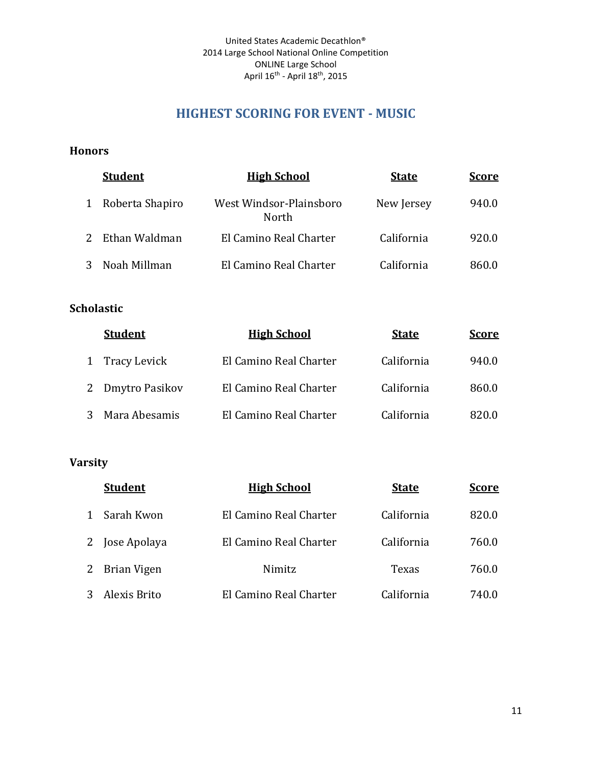United States Academic Decathlon®
2014 Large School National Online Competition
ONLINE Large School
April 16th - April 18th, 2015

## HIGHEST SCORING FOR EVENT - MUSIC

### Honors

| | Student | High School | State | Score |
|---|---|---|---|---|
| 1 | Roberta Shapiro | West Windsor-Plainsboro North | New Jersey | 940.0 |
| 2 | Ethan Waldman | El Camino Real Charter | California | 920.0 |
| 3 | Noah Millman | El Camino Real Charter | California | 860.0 |

### Scholastic

| | Student | High School | State | Score |
|---|---|---|---|---|
| 1 | Tracy Levick | El Camino Real Charter | California | 940.0 |
| 2 | Dmytro Pasikov | El Camino Real Charter | California | 860.0 |
| 3 | Mara Abesamis | El Camino Real Charter | California | 820.0 |

### Varsity

| | Student | High School | State | Score |
|---|---|---|---|---|
| 1 | Sarah Kwon | El Camino Real Charter | California | 820.0 |
| 2 | Jose Apolaya | El Camino Real Charter | California | 760.0 |
| 2 | Brian Vigen | Nimitz | Texas | 760.0 |
| 3 | Alexis Brito | El Camino Real Charter | California | 740.0 |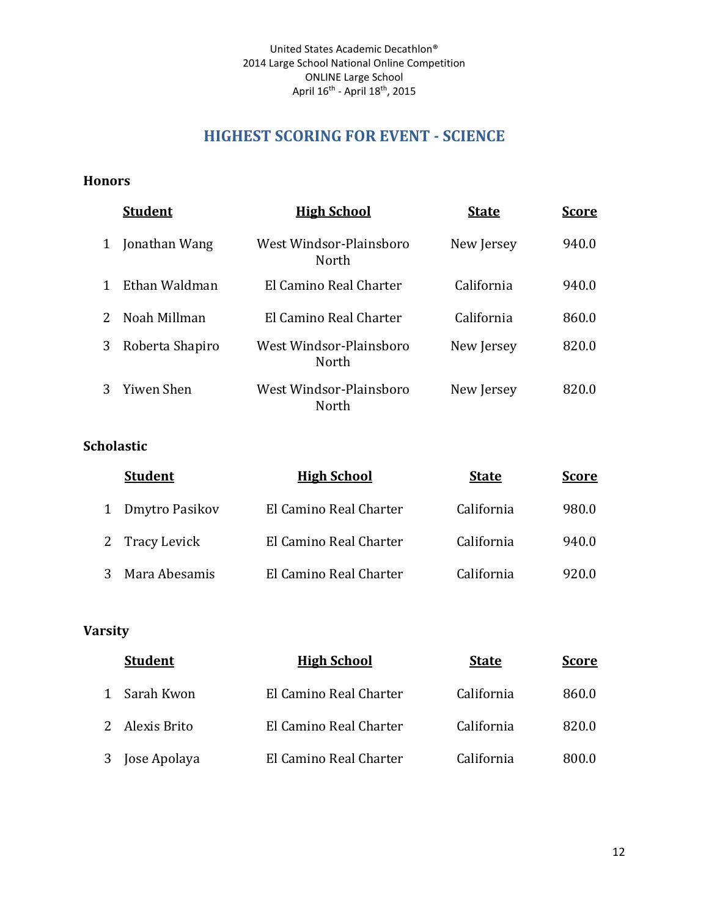United States Academic Decathlon®
2014 Large School National Online Competition
ONLINE Large School
April 16th - April 18th, 2015

## HIGHEST SCORING FOR EVENT - SCIENCE

### Honors

| | Student | High School | State | Score |
|---|---|---|---|---|
| 1 | Jonathan Wang | West Windsor-Plainsboro North | New Jersey | 940.0 |
| 1 | Ethan Waldman | El Camino Real Charter | California | 940.0 |
| 2 | Noah Millman | El Camino Real Charter | California | 860.0 |
| 3 | Roberta Shapiro | West Windsor-Plainsboro North | New Jersey | 820.0 |
| 3 | Yiwen Shen | West Windsor-Plainsboro North | New Jersey | 820.0 |

### Scholastic

| | Student | High School | State | Score |
|---|---|---|---|---|
| 1 | Dmytro Pasikov | El Camino Real Charter | California | 980.0 |
| 2 | Tracy Levick | El Camino Real Charter | California | 940.0 |
| 3 | Mara Abesamis | El Camino Real Charter | California | 920.0 |

### Varsity

| | Student | High School | State | Score |
|---|---|---|---|---|
| 1 | Sarah Kwon | El Camino Real Charter | California | 860.0 |
| 2 | Alexis Brito | El Camino Real Charter | California | 820.0 |
| 3 | Jose Apolaya | El Camino Real Charter | California | 800.0 |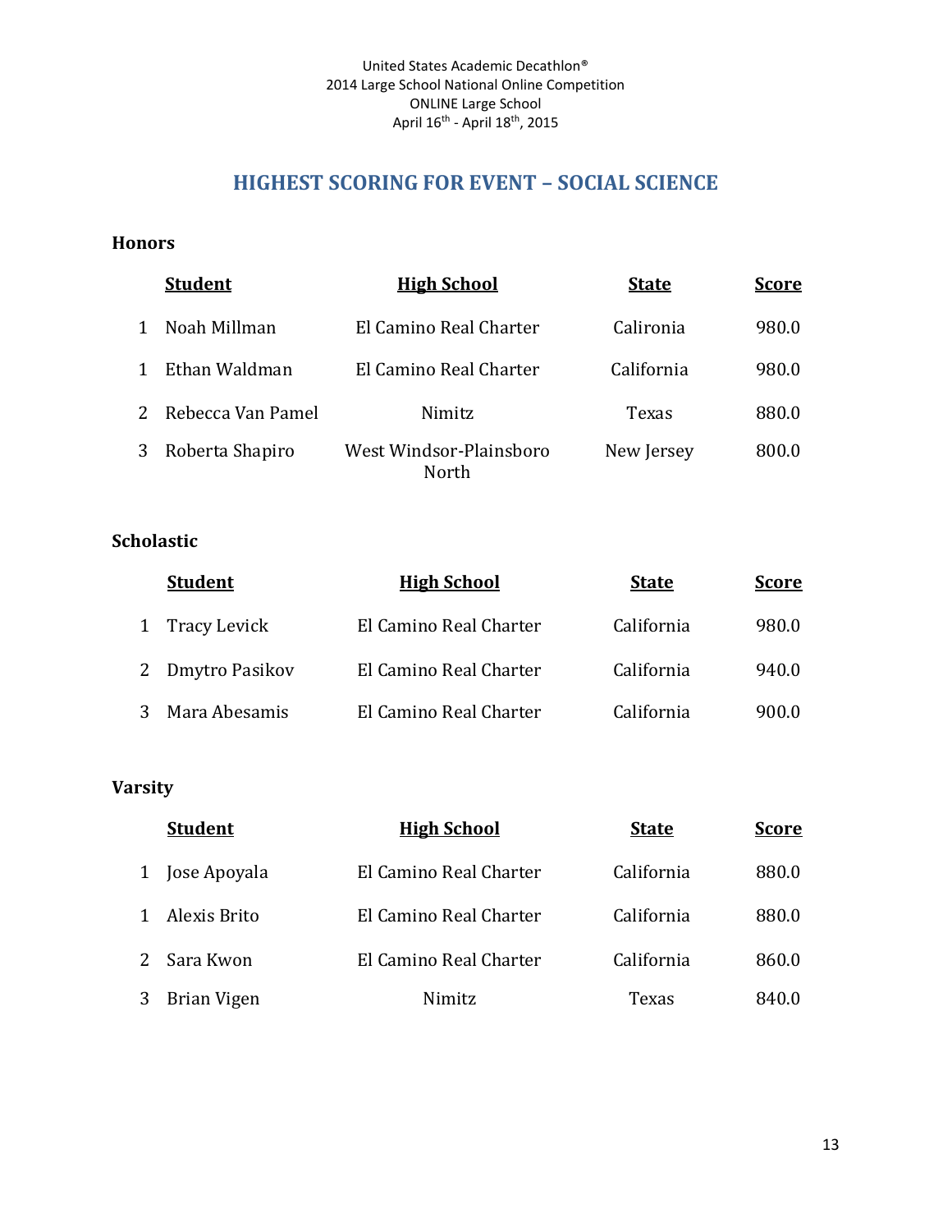United States Academic Decathlon®
2014 Large School National Online Competition
ONLINE Large School
April 16th - April 18th, 2015

## HIGHEST SCORING FOR EVENT – SOCIAL SCIENCE

### Honors

| | Student | High School | State | Score |
|---|---|---|---|---|
| 1 | Noah Millman | El Camino Real Charter | Calironia | 980.0 |
| 1 | Ethan Waldman | El Camino Real Charter | California | 980.0 |
| 2 | Rebecca Van Pamel | Nimitz | Texas | 880.0 |
| 3 | Roberta Shapiro | West Windsor-Plainsboro North | New Jersey | 800.0 |

### Scholastic

| | Student | High School | State | Score |
|---|---|---|---|---|
| 1 | Tracy Levick | El Camino Real Charter | California | 980.0 |
| 2 | Dmytro Pasikov | El Camino Real Charter | California | 940.0 |
| 3 | Mara Abesamis | El Camino Real Charter | California | 900.0 |

### Varsity

| | Student | High School | State | Score |
|---|---|---|---|---|
| 1 | Jose Apoyala | El Camino Real Charter | California | 880.0 |
| 1 | Alexis Brito | El Camino Real Charter | California | 880.0 |
| 2 | Sara Kwon | El Camino Real Charter | California | 860.0 |
| 3 | Brian Vigen | Nimitz | Texas | 840.0 |